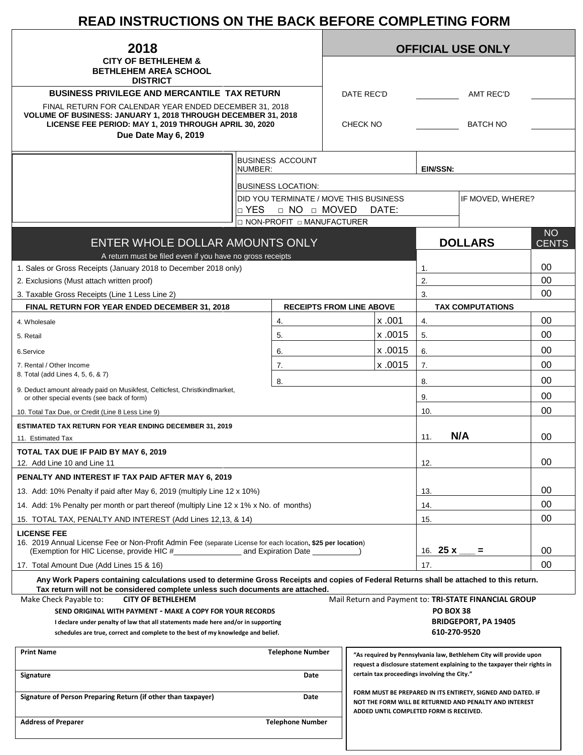# READ INSTRUCTIONS ON THE BACK BEFORE COMPLETING FORM

| **2018**<br>**CITY OF BETHLEHEM & BETHLEHEM AREA SCHOOL DISTRICT** | **OFFICIAL USE ONLY** | | | |
|---|---|---|---|---|
| **BUSINESS PRIVILEGE AND MERCANTILE TAX RETURN**<br>FINAL RETURN FOR CALENDAR YEAR ENDED DECEMBER 31, 2018<br>**VOLUME OF BUSINESS: JANUARY 1, 2018 THROUGH DECEMBER 31, 2018**<br>**LICENSE FEE PERIOD: MAY 1, 2019 THROUGH APRIL 30, 2020**<br>**Due Date May 6, 2019** | DATE REC'D | | AMT REC'D | |
| | CHECK NO | | BATCH NO | |

| | | |
|---|---|---|
| | BUSINESS ACCOUNT NUMBER: | **EIN/SSN:** |
| | BUSINESS LOCATION: | |
| | DID YOU TERMINATE / MOVE THIS BUSINESS<br>□ YES □ NO □ MOVED DATE: | IF MOVED, WHERE? |
| | □ NON-PROFIT □ MANUFACTURER | |

| ENTER WHOLE DOLLAR AMOUNTS ONLY<br>A return must be filed even if you have no gross receipts | | | **DOLLARS** | NO CENTS |
|---|---|---|---|---|
| 1. Sales or Gross Receipts (January 2018 to December 2018 only) | | | 1. | 00 |
| 2. Exclusions (Must attach written proof) | | | 2. | 00 |
| 3. Taxable Gross Receipts (Line 1 Less Line 2) | | | 3. | 00 |
| **FINAL RETURN FOR YEAR ENDED DECEMBER 31, 2018** | **RECEIPTS FROM LINE ABOVE** | | **TAX COMPUTATIONS** | |
| 4. Wholesale | 4. | x .001 | 4. | 00 |
| 5. Retail | 5. | x .0015 | 5. | 00 |
| 6.Service | 6. | x .0015 | 6. | 00 |
| 7. Rental / Other Income | 7. | x .0015 | 7. | 00 |
| 8. Total (add Lines 4, 5, 6, & 7) | 8. | | 8. | 00 |
| 9. Deduct amount already paid on Musikfest, Celticfest, Christkindlmarket, or other special events (see back of form) | | | 9. | 00 |
| 10. Total Tax Due, or Credit (Line 8 Less Line 9) | | | 10. | 00 |
| **ESTIMATED TAX RETURN FOR YEAR ENDING DECEMBER 31, 2019**<br>11. Estimated Tax | | | 11. **N/A** | 00 |
| **TOTAL TAX DUE IF PAID BY MAY 6, 2019**<br>12. Add Line 10 and Line 11 | | | 12. | 00 |
| **PENALTY AND INTEREST IF TAX PAID AFTER MAY 6, 2019** | | | | |
| 13. Add: 10% Penalty if paid after May 6, 2019 (multiply Line 12 x 10%) | | | 13. | 00 |
| 14. Add: 1% Penalty per month or part thereof (multiply Line 12 x 1% x No. of months) | | | 14. | 00 |
| 15. TOTAL TAX, PENALTY AND INTEREST (Add Lines 12,13, & 14) | | | 15. | 00 |
| **LICENSE FEE**<br>16. 2019 Annual License Fee or Non-Profit Admin Fee (separate License for each location**, $25 per location**)<br>(Exemption for HIC License, provide HIC #_______________ and Expiration Date __________) | | | 16. **25 x ___ =** | 00 |
| 17. Total Amount Due (Add Lines 15 & 16) | | | 17. | 00 |

**Any Work Papers containing calculations used to determine Gross Receipts and copies of Federal Returns shall be attached to this return. Tax return will not be considered complete unless such documents are attached.**

Make Check Payable to: **CITY OF BETHLEHEM**

Mail Return and Payment to: **TRI-STATE FINANCIAL GROUP**
**PO BOX 38**
**BRIDGEPORT, PA 19405**
**610-270-9520**

**SEND ORIGINAL WITH PAYMENT - MAKE A COPY FOR YOUR RECORDS**

**I declare under penalty of law that all statements made here and/or in supporting schedules are true, correct and complete to the best of my knowledge and belief.**

| **Print Name** | **Telephone Number** |
|---|---|
| **Signature** | **Date** |
| **Signature of Person Preparing Return (if other than taxpayer)** | **Date** |
| **Address of Preparer** | **Telephone Number** |

**"As required by Pennsylvania law, Bethlehem City will provide upon request a disclosure statement explaining to the taxpayer their rights in certain tax proceedings involving the City."**

**FORM MUST BE PREPARED IN ITS ENTIRETY, SIGNED AND DATED. IF NOT THE FORM WILL BE RETURNED AND PENALTY AND INTEREST ADDED UNTIL COMPLETED FORM IS RECEIVED.**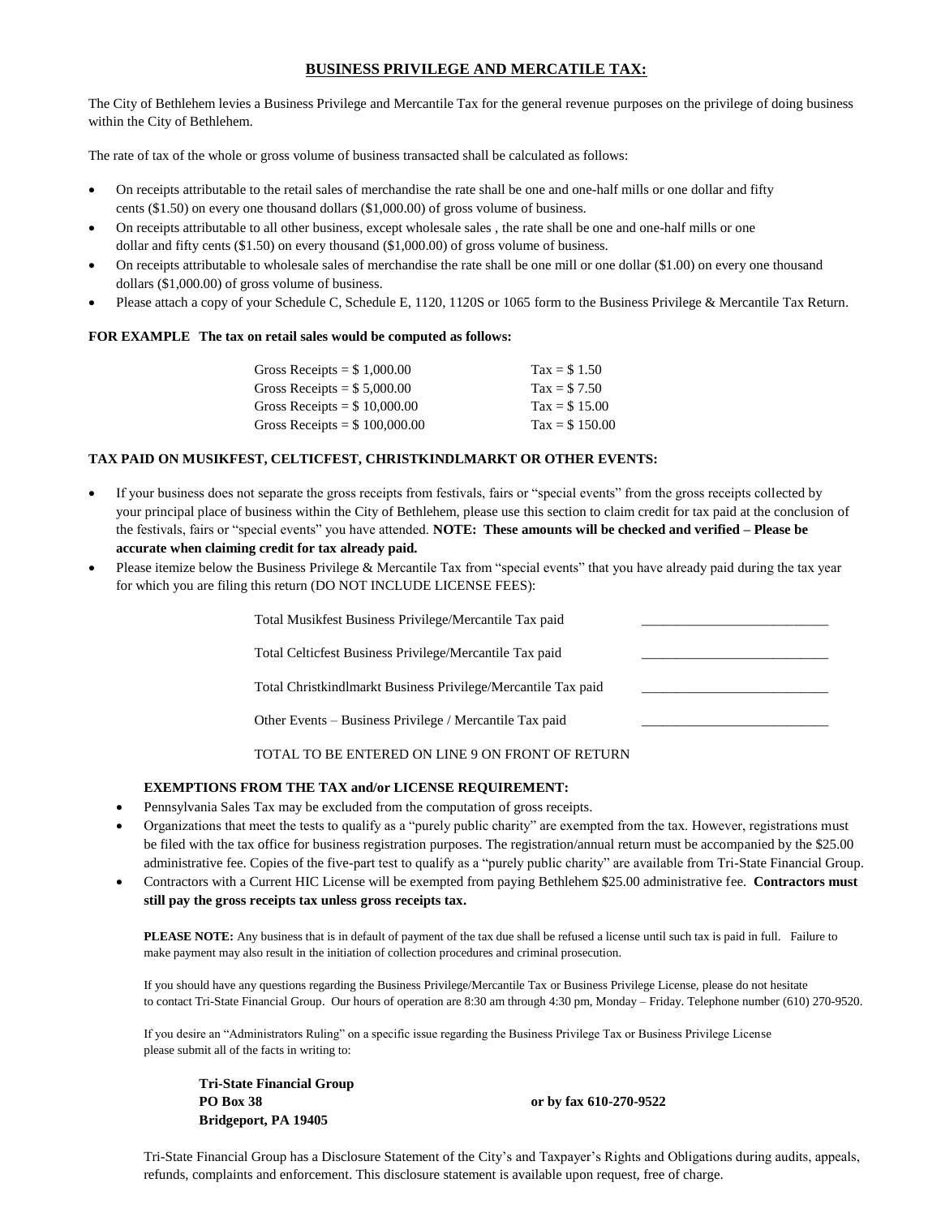## BUSINESS PRIVILEGE AND MERCATILE TAX:

The City of Bethlehem levies a Business Privilege and Mercantile Tax for the general revenue purposes on the privilege of doing business within the City of Bethlehem.

The rate of tax of the whole or gross volume of business transacted shall be calculated as follows:

- On receipts attributable to the retail sales of merchandise the rate shall be one and one-half mills or one dollar and fifty cents ($1.50) on every one thousand dollars ($1,000.00) of gross volume of business.
- On receipts attributable to all other business, except wholesale sales , the rate shall be one and one-half mills or one dollar and fifty cents ($1.50) on every thousand ($1,000.00) of gross volume of business.
- On receipts attributable to wholesale sales of merchandise the rate shall be one mill or one dollar ($1.00) on every one thousand dollars ($1,000.00) of gross volume of business.
- Please attach a copy of your Schedule C, Schedule E, 1120, 1120S or 1065 form to the Business Privilege & Mercantile Tax Return.

**FOR EXAMPLE The tax on retail sales would be computed as follows:**

| | |
|---|---|
| Gross Receipts = $ 1,000.00 | Tax = $ 1.50 |
| Gross Receipts = $ 5,000.00 | Tax = $ 7.50 |
| Gross Receipts = $ 10,000.00 | Tax = $ 15.00 |
| Gross Receipts = $ 100,000.00 | Tax = $ 150.00 |

**TAX PAID ON MUSIKFEST, CELTICFEST, CHRISTKINDLMARKT OR OTHER EVENTS:**

- If your business does not separate the gross receipts from festivals, fairs or "special events" from the gross receipts collected by your principal place of business within the City of Bethlehem, please use this section to claim credit for tax paid at the conclusion of the festivals, fairs or "special events" you have attended. **NOTE: These amounts will be checked and verified – Please be accurate when claiming credit for tax already paid.**
- Please itemize below the Business Privilege & Mercantile Tax from "special events" that you have already paid during the tax year for which you are filing this return (DO NOT INCLUDE LICENSE FEES):

Total Musikfest Business Privilege/Mercantile Tax paid ___________________________

Total Celticfest Business Privilege/Mercantile Tax paid ___________________________

Total Christkindlmarkt Business Privilege/Mercantile Tax paid ___________________________

Other Events – Business Privilege / Mercantile Tax paid ___________________________

TOTAL TO BE ENTERED ON LINE 9 ON FRONT OF RETURN

**EXEMPTIONS FROM THE TAX and/or LICENSE REQUIREMENT:**

- Pennsylvania Sales Tax may be excluded from the computation of gross receipts.
- Organizations that meet the tests to qualify as a "purely public charity" are exempted from the tax. However, registrations must be filed with the tax office for business registration purposes. The registration/annual return must be accompanied by the $25.00 administrative fee. Copies of the five-part test to qualify as a "purely public charity" are available from Tri-State Financial Group.
- Contractors with a Current HIC License will be exempted from paying Bethlehem $25.00 administrative fee. **Contractors must still pay the gross receipts tax unless gross receipts tax.**

**PLEASE NOTE:** Any business that is in default of payment of the tax due shall be refused a license until such tax is paid in full. Failure to make payment may also result in the initiation of collection procedures and criminal prosecution.

If you should have any questions regarding the Business Privilege/Mercantile Tax or Business Privilege License, please do not hesitate to contact Tri-State Financial Group. Our hours of operation are 8:30 am through 4:30 pm, Monday – Friday. Telephone number (610) 270-9520.

If you desire an "Administrators Ruling" on a specific issue regarding the Business Privilege Tax or Business Privilege License please submit all of the facts in writing to:

**Tri-State Financial Group**
**PO Box 38**
**Bridgeport, PA 19405**

**or by fax 610-270-9522**

Tri-State Financial Group has a Disclosure Statement of the City's and Taxpayer's Rights and Obligations during audits, appeals, refunds, complaints and enforcement. This disclosure statement is available upon request, free of charge.